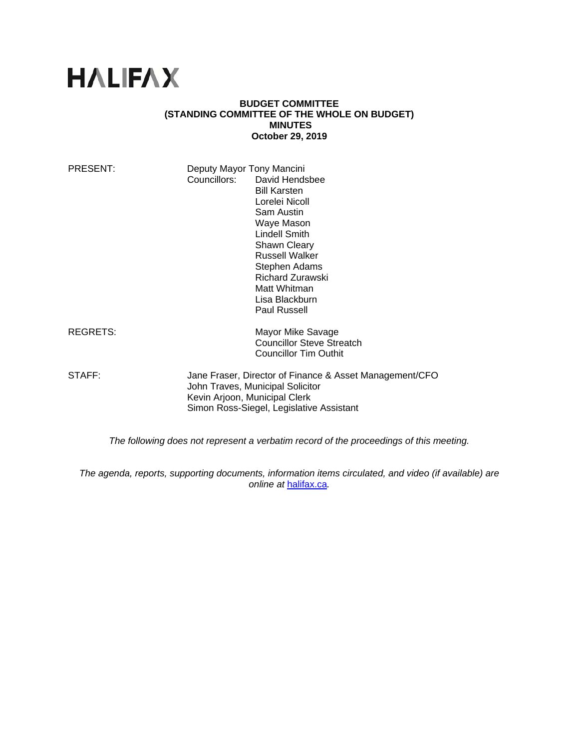# HALIFAX

**BUDGET COMMITTEE**
**(STANDING COMMITTEE OF THE WHOLE ON BUDGET)**
**MINUTES**
**October 29, 2019**

PRESENT: Deputy Mayor Tony Mancini
Councillors: David Hendsbee
Bill Karsten
Lorelei Nicoll
Sam Austin
Waye Mason
Lindell Smith
Shawn Cleary
Russell Walker
Stephen Adams
Richard Zurawski
Matt Whitman
Lisa Blackburn
Paul Russell

REGRETS: Mayor Mike Savage
Councillor Steve Streatch
Councillor Tim Outhit

STAFF: Jane Fraser, Director of Finance & Asset Management/CFO
John Traves, Municipal Solicitor
Kevin Arjoon, Municipal Clerk
Simon Ross-Siegel, Legislative Assistant

*The following does not represent a verbatim record of the proceedings of this meeting.*

*The agenda, reports, supporting documents, information items circulated, and video (if available) are online at* [halifax.ca](halifax.ca)*.*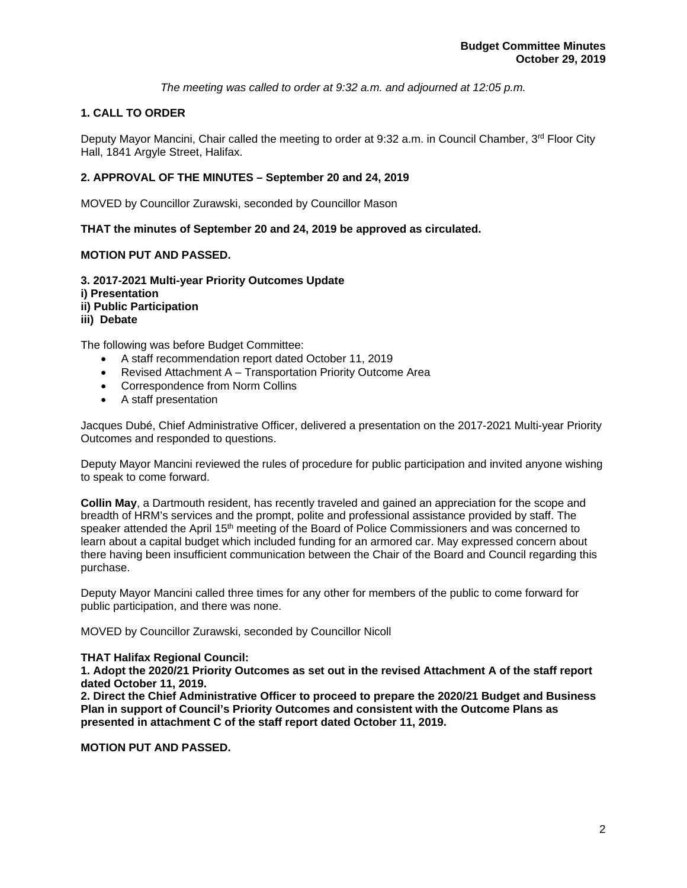*The meeting was called to order at 9:32 a.m. and adjourned at 12:05 p.m.*

## 1. CALL TO ORDER

Deputy Mayor Mancini, Chair called the meeting to order at 9:32 a.m. in Council Chamber, 3rd Floor City Hall, 1841 Argyle Street, Halifax.

## 2. APPROVAL OF THE MINUTES – September 20 and 24, 2019

MOVED by Councillor Zurawski, seconded by Councillor Mason

**THAT the minutes of September 20 and 24, 2019 be approved as circulated.**

**MOTION PUT AND PASSED.**

## 3. 2017-2021 Multi-year Priority Outcomes Update
**i) Presentation**
**ii) Public Participation**
**iii) Debate**

The following was before Budget Committee:

- A staff recommendation report dated October 11, 2019
- Revised Attachment A – Transportation Priority Outcome Area
- Correspondence from Norm Collins
- A staff presentation

Jacques Dubé, Chief Administrative Officer, delivered a presentation on the 2017-2021 Multi-year Priority Outcomes and responded to questions.

Deputy Mayor Mancini reviewed the rules of procedure for public participation and invited anyone wishing to speak to come forward.

**Collin May**, a Dartmouth resident, has recently traveled and gained an appreciation for the scope and breadth of HRM's services and the prompt, polite and professional assistance provided by staff. The speaker attended the April 15th meeting of the Board of Police Commissioners and was concerned to learn about a capital budget which included funding for an armored car. May expressed concern about there having been insufficient communication between the Chair of the Board and Council regarding this purchase.

Deputy Mayor Mancini called three times for any other for members of the public to come forward for public participation, and there was none.

MOVED by Councillor Zurawski, seconded by Councillor Nicoll

**THAT Halifax Regional Council:**
**1. Adopt the 2020/21 Priority Outcomes as set out in the revised Attachment A of the staff report dated October 11, 2019.**
**2. Direct the Chief Administrative Officer to proceed to prepare the 2020/21 Budget and Business Plan in support of Council's Priority Outcomes and consistent with the Outcome Plans as presented in attachment C of the staff report dated October 11, 2019.**

**MOTION PUT AND PASSED.**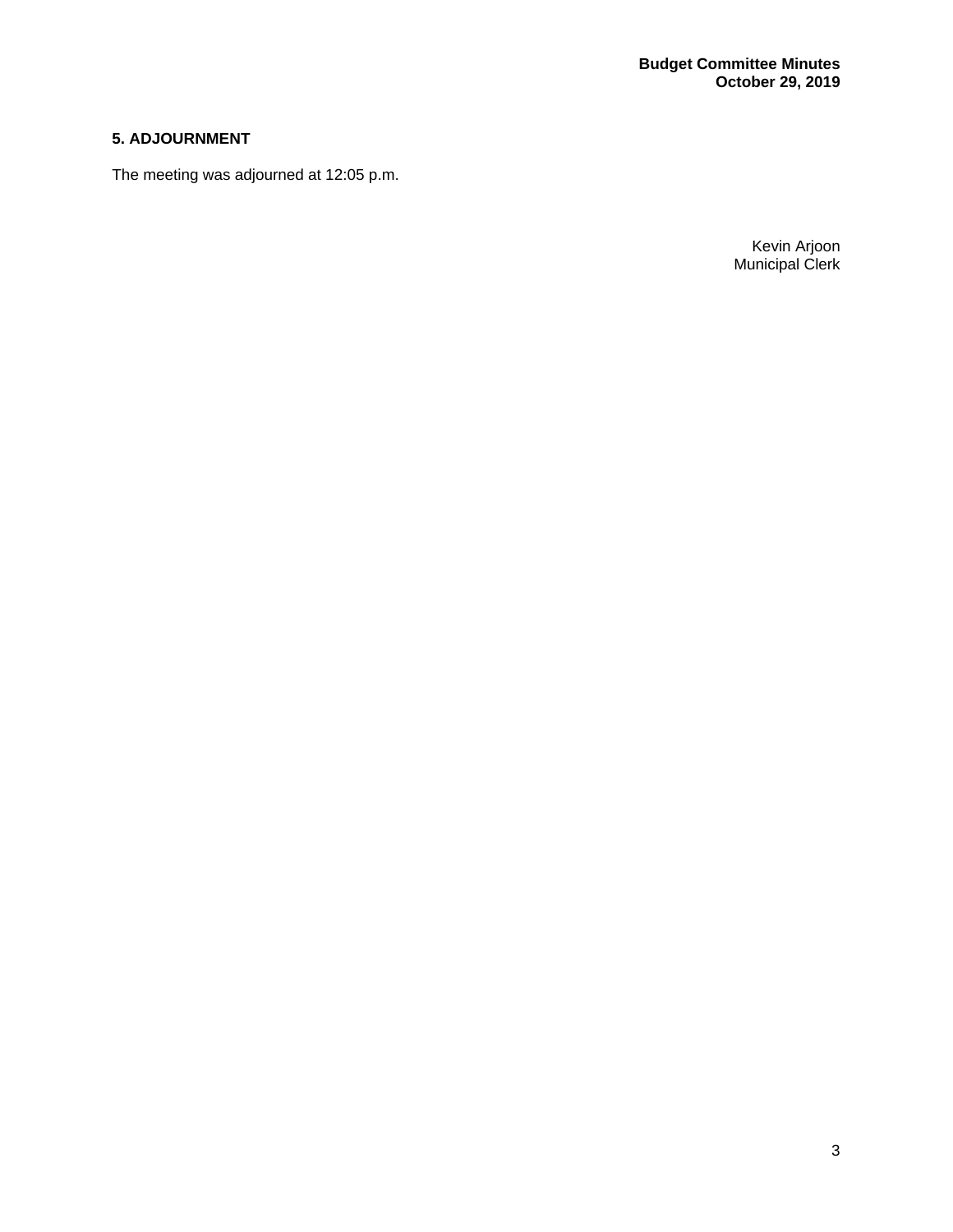## 5. ADJOURNMENT

The meeting was adjourned at 12:05 p.m.

Kevin Arjoon
Municipal Clerk